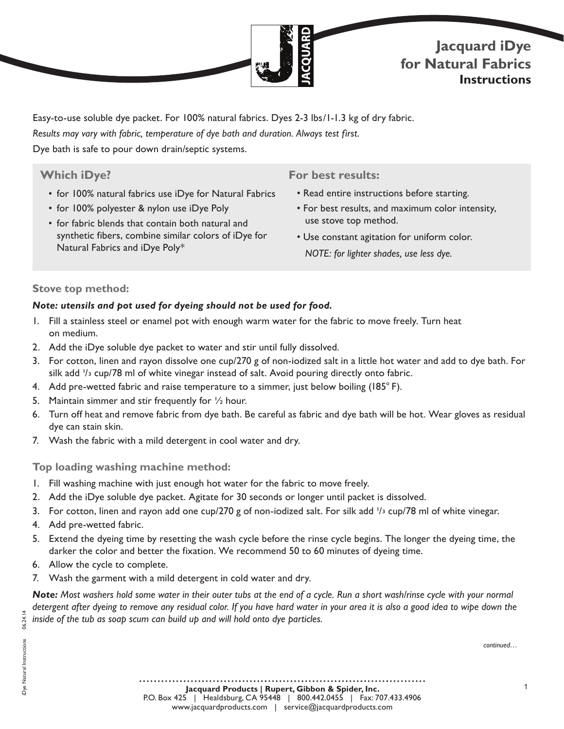# Jacquard iDye for Natural Fabrics

### Instructions

Easy-to-use soluble dye packet. For 100% natural fabrics. Dyes 2-3 lbs/1-1.3 kg of dry fabric.

*Results may vary with fabric, temperature of dye bath and duration. Always test first.*

Dye bath is safe to pour down drain/septic systems.

## Which iDye?

- for 100% natural fabrics use iDye for Natural Fabrics
- for 100% polyester & nylon use iDye Poly
- for fabric blends that contain both natural and synthetic fibers, combine similar colors of iDye for Natural Fabrics and iDye Poly*

## For best results:

- Read entire instructions before starting.
- For best results, and maximum color intensity, use stove top method.
- Use constant agitation for uniform color.

*NOTE: for lighter shades, use less dye.*

## Stove top method:

***Note: utensils and pot used for dyeing should not be used for food.***

1. Fill a stainless steel or enamel pot with enough warm water for the fabric to move freely. Turn heat on medium.
2. Add the iDye soluble dye packet to water and stir until fully dissolved.
3. For cotton, linen and rayon dissolve one cup/270 g of non-iodized salt in a little hot water and add to dye bath. For silk add 1/3 cup/78 ml of white vinegar instead of salt. Avoid pouring directly onto fabric.
4. Add pre-wetted fabric and raise temperature to a simmer, just below boiling (185° F).
5. Maintain simmer and stir frequently for ½ hour.
6. Turn off heat and remove fabric from dye bath. Be careful as fabric and dye bath will be hot. Wear gloves as residual dye can stain skin.
7. Wash the fabric with a mild detergent in cool water and dry.

## Top loading washing machine method:

1. Fill washing machine with just enough hot water for the fabric to move freely.
2. Add the iDye soluble dye packet. Agitate for 30 seconds or longer until packet is dissolved.
3. For cotton, linen and rayon add one cup/270 g of non-iodized salt. For silk add 1/3 cup/78 ml of white vinegar.
4. Add pre-wetted fabric.
5. Extend the dyeing time by resetting the wash cycle before the rinse cycle begins. The longer the dyeing time, the darker the color and better the fixation. We recommend 50 to 60 minutes of dyeing time.
6. Allow the cycle to complete.
7. Wash the garment with a mild detergent in cold water and dry.

***Note:*** *Most washers hold some water in their outer tubs at the end of a cycle. Run a short wash/rinse cycle with your normal detergent after dyeing to remove any residual color. If you have hard water in your area it is also a good idea to wipe down the inside of the tub as soap scum can build up and will hold onto dye particles.*

*continued…*

**Jacquard Products | Rupert, Gibbon & Spider, Inc.**
P.O. Box 425 | Healdsburg, CA 95448 | 800.442.0455 | Fax: 707.433.4906
www.jacquardproducts.com | service@jacquardproducts.com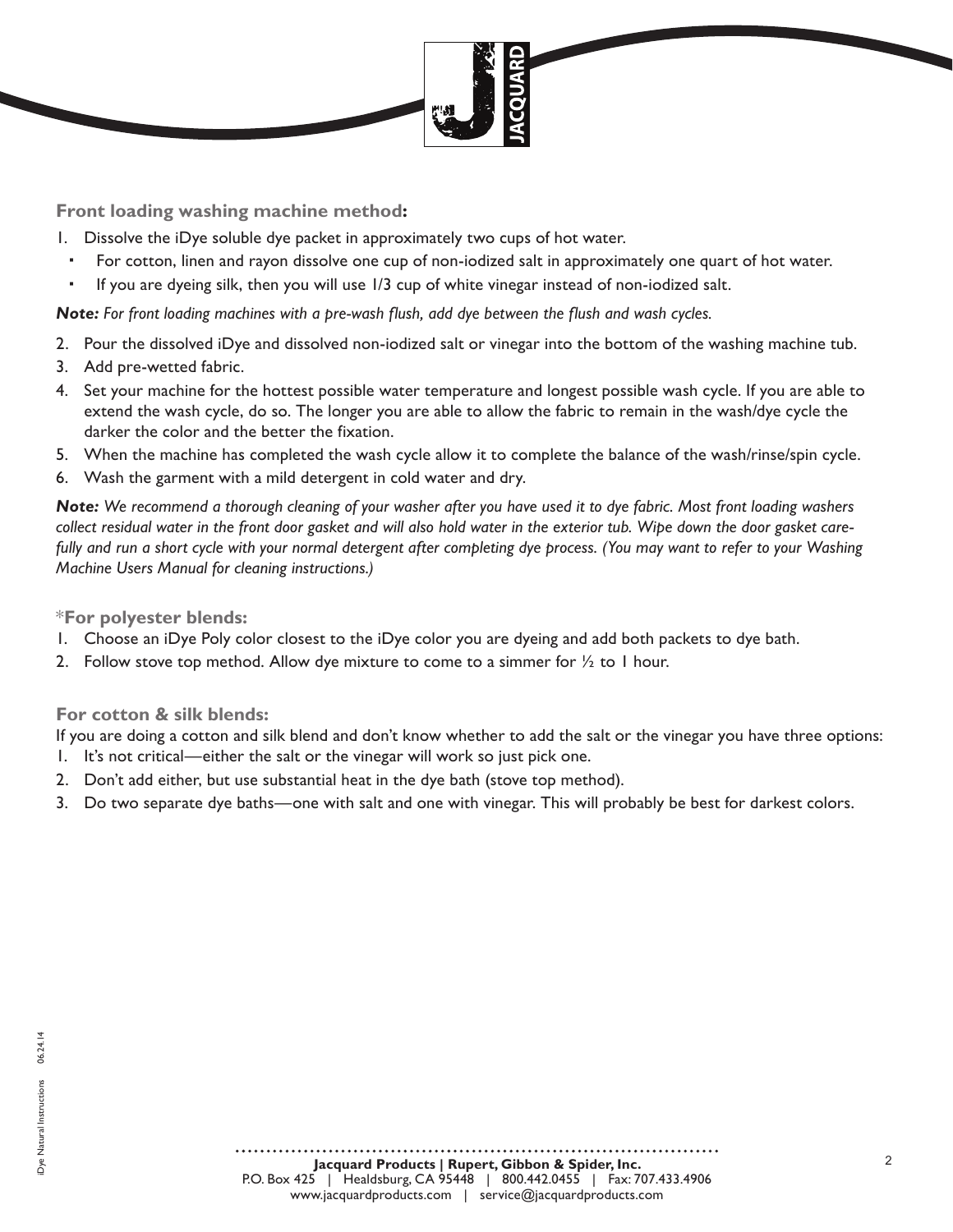### Front loading washing machine method:

1. Dissolve the iDye soluble dye packet in approximately two cups of hot water.
   - For cotton, linen and rayon dissolve one cup of non-iodized salt in approximately one quart of hot water.
   - If you are dyeing silk, then you will use 1/3 cup of white vinegar instead of non-iodized salt.

***Note:** For front loading machines with a pre-wash flush, add dye between the flush and wash cycles.*

2. Pour the dissolved iDye and dissolved non-iodized salt or vinegar into the bottom of the washing machine tub.
3. Add pre-wetted fabric.
4. Set your machine for the hottest possible water temperature and longest possible wash cycle. If you are able to extend the wash cycle, do so. The longer you are able to allow the fabric to remain in the wash/dye cycle the darker the color and the better the fixation.
5. When the machine has completed the wash cycle allow it to complete the balance of the wash/rinse/spin cycle.
6. Wash the garment with a mild detergent in cold water and dry.

***Note:** We recommend a thorough cleaning of your washer after you have used it to dye fabric. Most front loading washers collect residual water in the front door gasket and will also hold water in the exterior tub. Wipe down the door gasket carefully and run a short cycle with your normal detergent after completing dye process. (You may want to refer to your Washing Machine Users Manual for cleaning instructions.)*

### *For polyester blends:

1. Choose an iDye Poly color closest to the iDye color you are dyeing and add both packets to dye bath.
2. Follow stove top method. Allow dye mixture to come to a simmer for ½ to 1 hour.

### For cotton & silk blends:

If you are doing a cotton and silk blend and don't know whether to add the salt or the vinegar you have three options:

1. It's not critical—either the salt or the vinegar will work so just pick one.
2. Don't add either, but use substantial heat in the dye bath (stove top method).
3. Do two separate dye baths—one with salt and one with vinegar. This will probably be best for darkest colors.